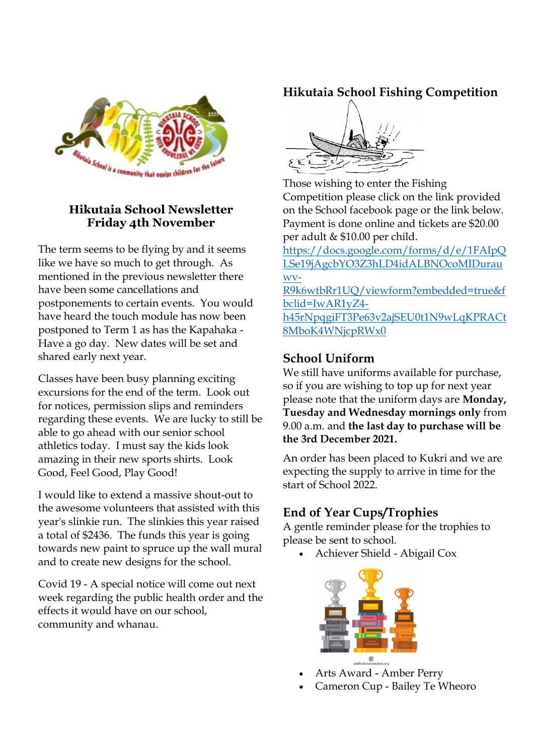# Hikutaia School Newsletter
# Friday 4th November

The term seems to be flying by and it seems like we have so much to get through. As mentioned in the previous newsletter there have been some cancellations and postponements to certain events. You would have heard the touch module has now been postponed to Term 1 as has the Kapahaka - Have a go day. New dates will be set and shared early next year.

Classes have been busy planning exciting excursions for the end of the term. Look out for notices, permission slips and reminders regarding these events. We are lucky to still be able to go ahead with our senior school athletics today. I must say the kids look amazing in their new sports shirts. Look Good, Feel Good, Play Good!

I would like to extend a massive shout-out to the awesome volunteers that assisted with this year's slinkie run. The slinkies this year raised a total of $2436. The funds this year is going towards new paint to spruce up the wall mural and to create new designs for the school.

Covid 19 - A special notice will come out next week regarding the public health order and the effects it would have on our school, community and whanau.

## Hikutaia School Fishing Competition

Those wishing to enter the Fishing Competition please click on the link provided on the School facebook page or the link below. Payment is done online and tickets are $20.00 per adult & $10.00 per child.

https://docs.google.com/forms/d/e/1FAIpQLSe19jAgcbYO3Z3hLD4idALBNOcoMIDurauwv-R9k6wtbRr1UQ/viewform?embedded=true&fbclid=IwAR1yZ4-h45rNpqgiFT3Pe63v2ajSEU0t1N9wLqKPRACt8MboK4WNjcpRWx0

## School Uniform

We still have uniforms available for purchase, so if you are wishing to top up for next year please note that the uniform days are **Monday, Tuesday and Wednesday mornings only** from 9.00 a.m. and **the last day to purchase will be the 3rd December 2021.**

An order has been placed to Kukri and we are expecting the supply to arrive in time for the start of School 2022.

## End of Year Cups/Trophies

A gentle reminder please for the trophies to please be sent to school.

- Achiever Shield - Abigail Cox
- Arts Award - Amber Perry
- Cameron Cup - Bailey Te Wheoro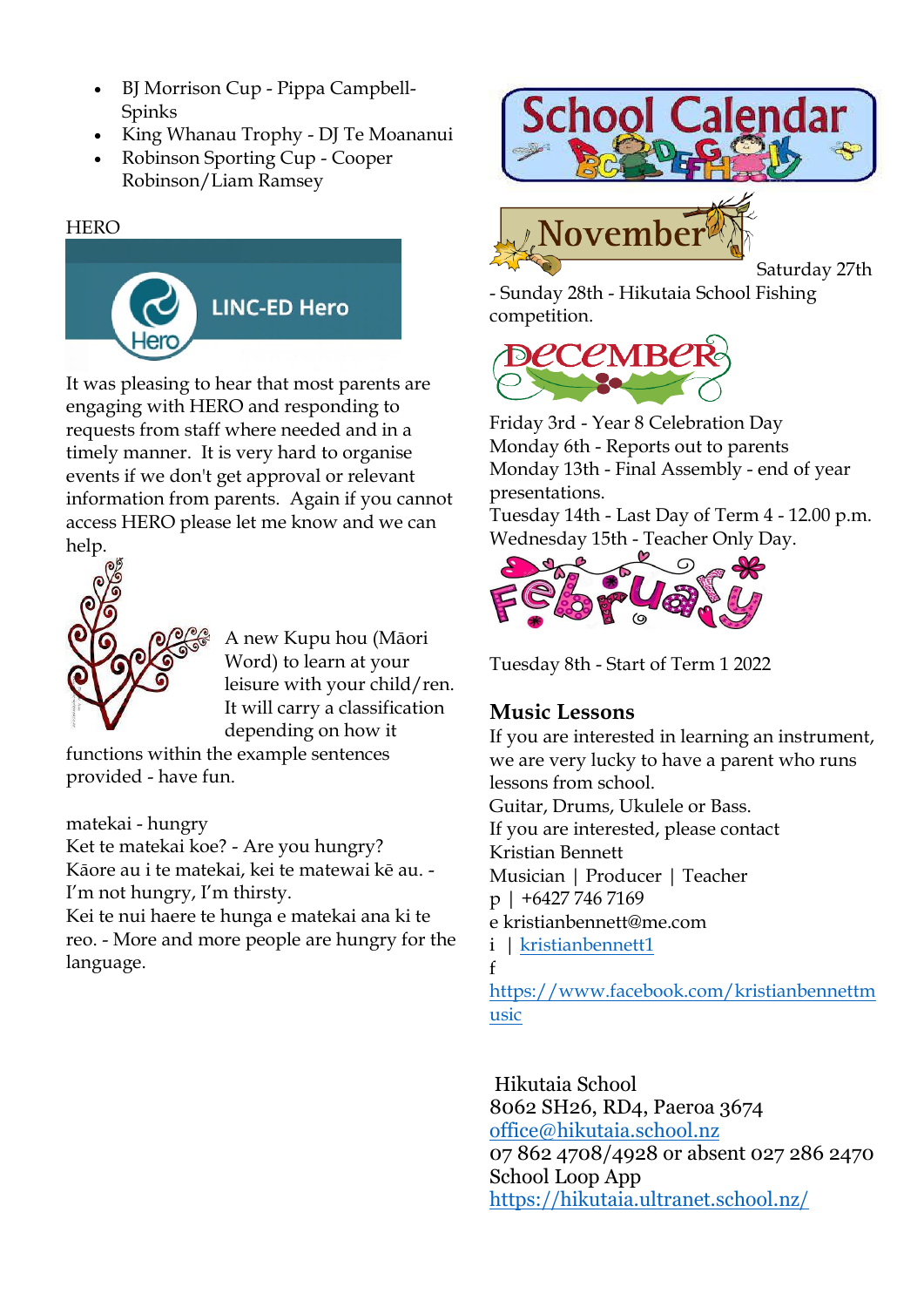- BJ Morrison Cup - Pippa Campbell-Spinks
- King Whanau Trophy - DJ Te Moananui
- Robinson Sporting Cup - Cooper Robinson/Liam Ramsey

HERO

LINC-ED Hero

It was pleasing to hear that most parents are engaging with HERO and responding to requests from staff where needed and in a timely manner. It is very hard to organise events if we don't get approval or relevant information from parents. Again if you cannot access HERO please let me know and we can help.

A new Kupu hou (Māori Word) to learn at your leisure with your child/ren. It will carry a classification depending on how it functions within the example sentences provided - have fun.

matekai - hungry
Ket te matekai koe? - Are you hungry?
Kāore au i te matekai, kei te matewai kē au. - I'm not hungry, I'm thirsty.
Kei te nui haere te hunga e matekai ana ki te reo. - More and more people are hungry for the language.

# School Calendar

## November

Saturday 27th - Sunday 28th - Hikutaia School Fishing competition.

## December

Friday 3rd - Year 8 Celebration Day
Monday 6th - Reports out to parents
Monday 13th - Final Assembly - end of year presentations.
Tuesday 14th - Last Day of Term 4 - 12.00 p.m.
Wednesday 15th - Teacher Only Day.

## February

Tuesday 8th - Start of Term 1 2022

## Music Lessons

If you are interested in learning an instrument, we are very lucky to have a parent who runs lessons from school.
Guitar, Drums, Ukulele or Bass.
If you are interested, please contact
Kristian Bennett
Musician | Producer | Teacher
p | +6427 746 7169
e kristianbennett@me.com
i | kristianbennett1
f
https://www.facebook.com/kristianbennettmusic

Hikutaia School
8062 SH26, RD4, Paeroa 3674
office@hikutaia.school.nz
07 862 4708/4928 or absent 027 286 2470
School Loop App
https://hikutaia.ultranet.school.nz/